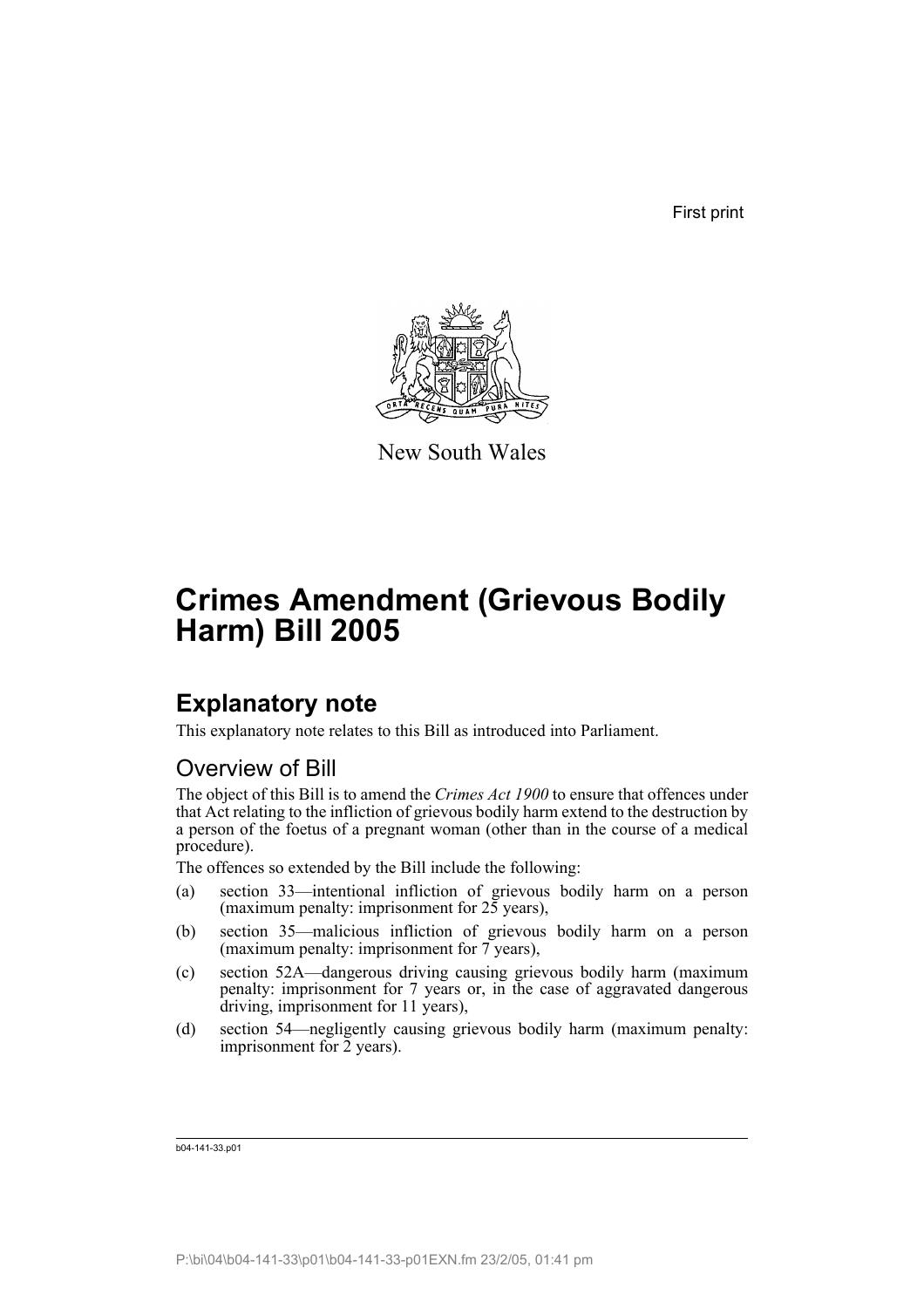First print

New South Wales

# Crimes Amendment (Grievous Bodily Harm) Bill 2005

## Explanatory note

This explanatory note relates to this Bill as introduced into Parliament.

### Overview of Bill

The object of this Bill is to amend the *Crimes Act 1900* to ensure that offences under that Act relating to the infliction of grievous bodily harm extend to the destruction by a person of the foetus of a pregnant woman (other than in the course of a medical procedure).

The offences so extended by the Bill include the following:

(a) section 33—intentional infliction of grievous bodily harm on a person (maximum penalty: imprisonment for 25 years),

(b) section 35—malicious infliction of grievous bodily harm on a person (maximum penalty: imprisonment for 7 years),

(c) section 52A—dangerous driving causing grievous bodily harm (maximum penalty: imprisonment for 7 years or, in the case of aggravated dangerous driving, imprisonment for 11 years),

(d) section 54—negligently causing grievous bodily harm (maximum penalty: imprisonment for 2 years).

b04-141-33.p01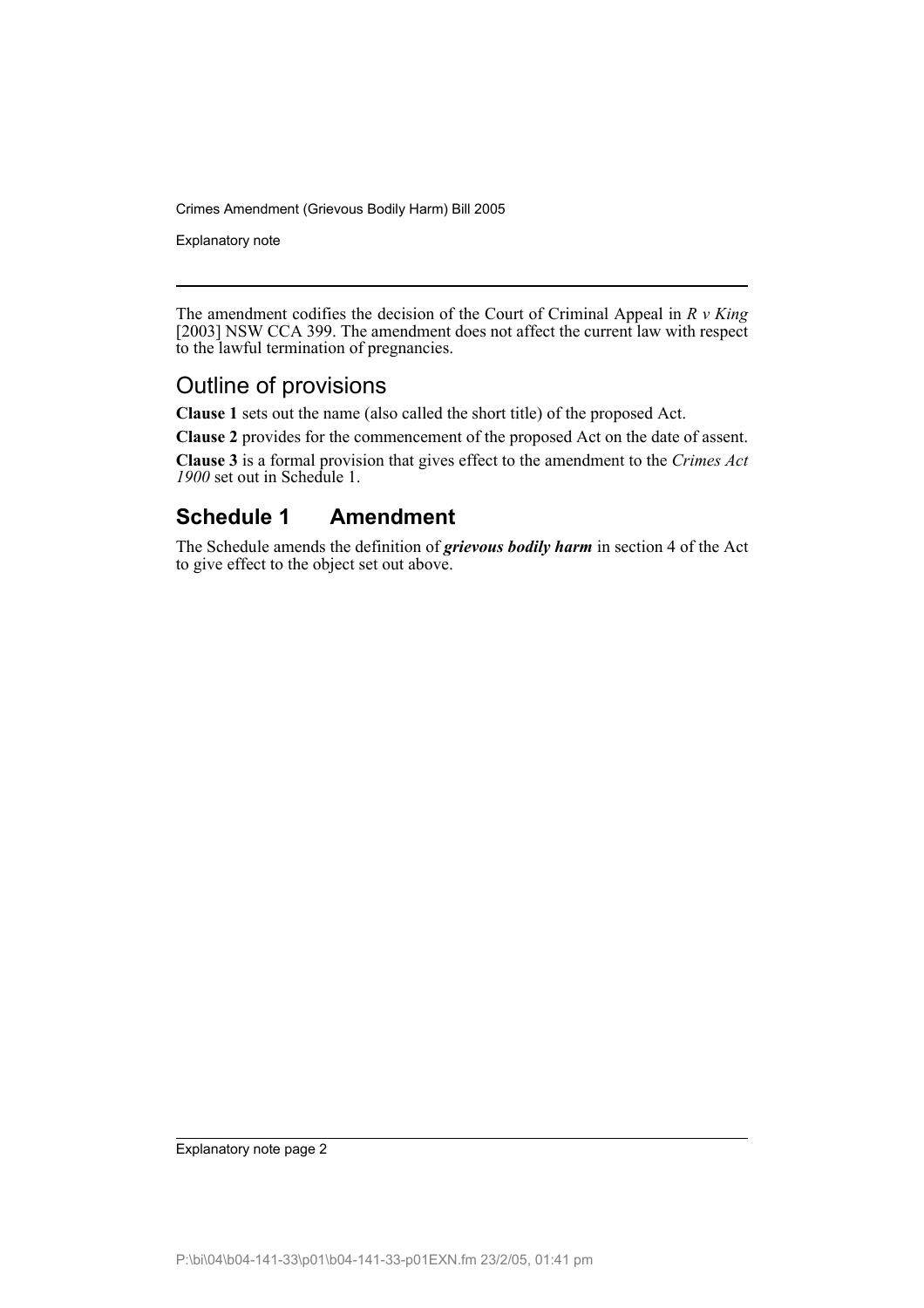The amendment codifies the decision of the Court of Criminal Appeal in *R v King* [2003] NSW CCA 399. The amendment does not affect the current law with respect to the lawful termination of pregnancies.

## Outline of provisions

**Clause 1** sets out the name (also called the short title) of the proposed Act.

**Clause 2** provides for the commencement of the proposed Act on the date of assent.

**Clause 3** is a formal provision that gives effect to the amendment to the *Crimes Act 1900* set out in Schedule 1.

## Schedule 1 Amendment

The Schedule amends the definition of ***grievous bodily harm*** in section 4 of the Act to give effect to the object set out above.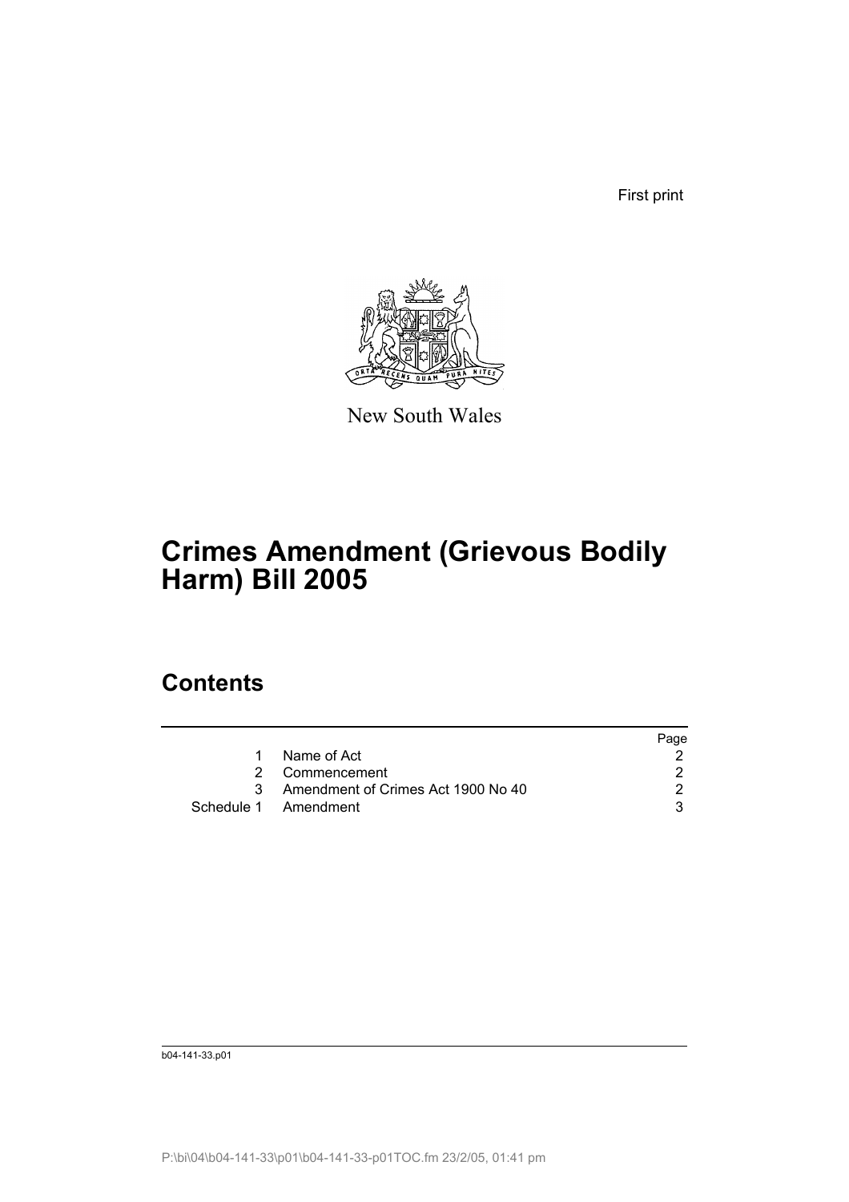First print

New South Wales

# Crimes Amendment (Grievous Bodily Harm) Bill 2005

## Contents

| | | Page |
|---|---|---|
| 1 | Name of Act | 2 |
| 2 | Commencement | 2 |
| 3 | Amendment of Crimes Act 1900 No 40 | 2 |
| Schedule 1 | Amendment | 3 |

b04-141-33.p01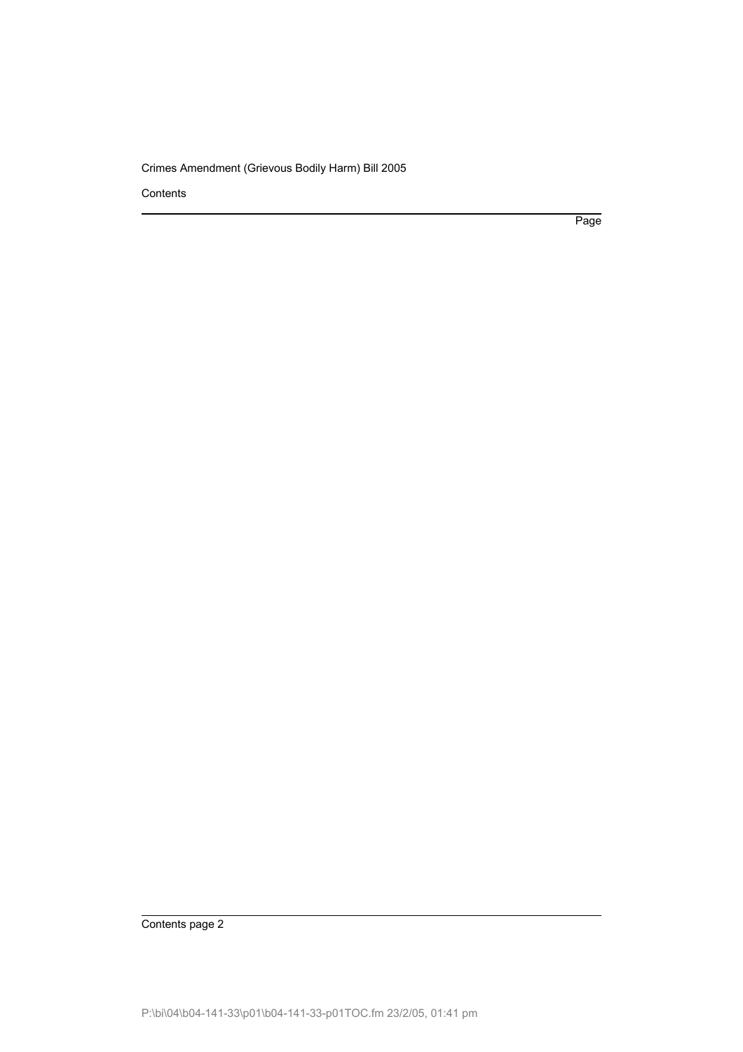Contents

Page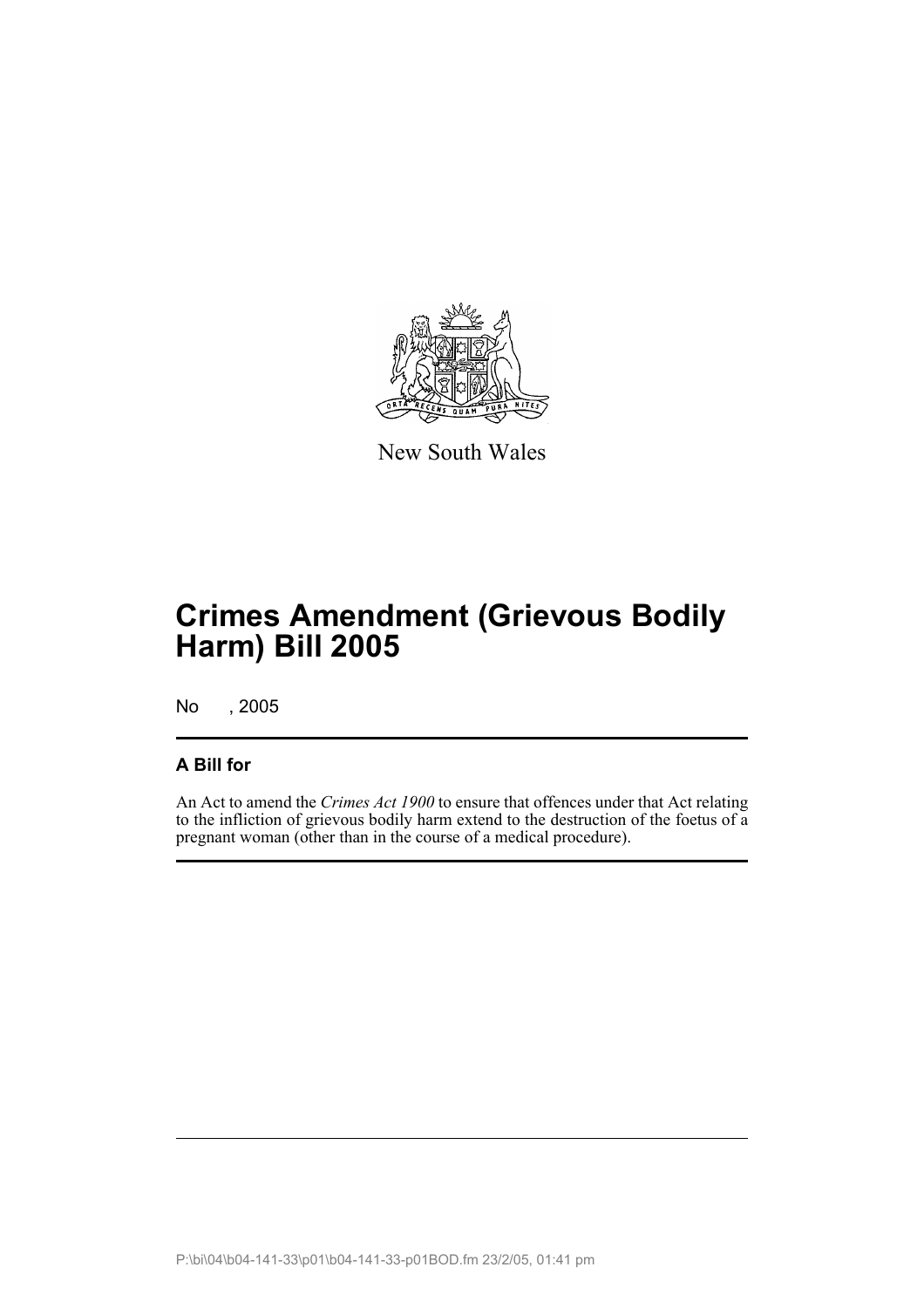New South Wales

# Crimes Amendment (Grievous Bodily Harm) Bill 2005

No , 2005

## A Bill for

An Act to amend the *Crimes Act 1900* to ensure that offences under that Act relating to the infliction of grievous bodily harm extend to the destruction of the foetus of a pregnant woman (other than in the course of a medical procedure).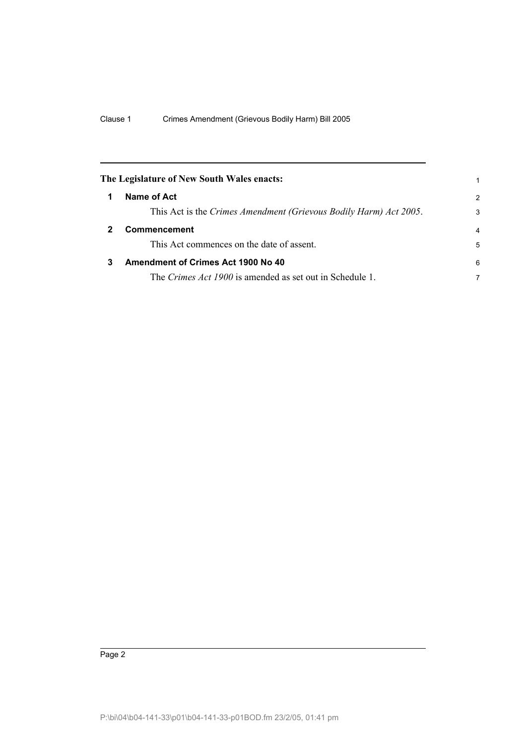**The Legislature of New South Wales enacts:**

## 1 Name of Act

This Act is the *Crimes Amendment (Grievous Bodily Harm) Act 2005*.

## 2 Commencement

This Act commences on the date of assent.

## 3 Amendment of Crimes Act 1900 No 40

The *Crimes Act 1900* is amended as set out in Schedule 1.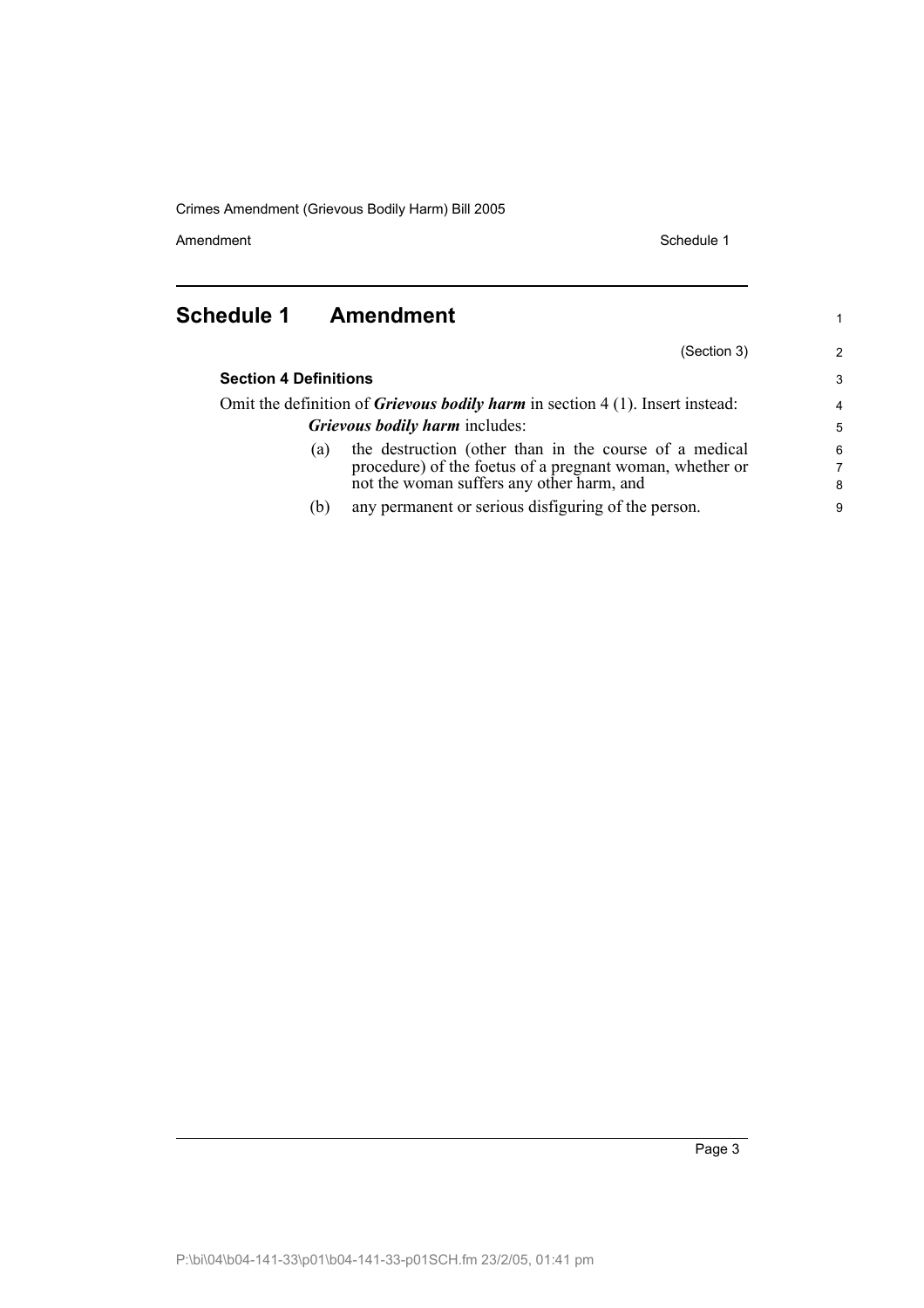## Schedule 1 Amendment

(Section 3)

**Section 4 Definitions**

Omit the definition of ***Grievous bodily harm*** in section 4 (1). Insert instead:

***Grievous bodily harm*** includes:

(a) the destruction (other than in the course of a medical procedure) of the foetus of a pregnant woman, whether or not the woman suffers any other harm, and

(b) any permanent or serious disfiguring of the person.